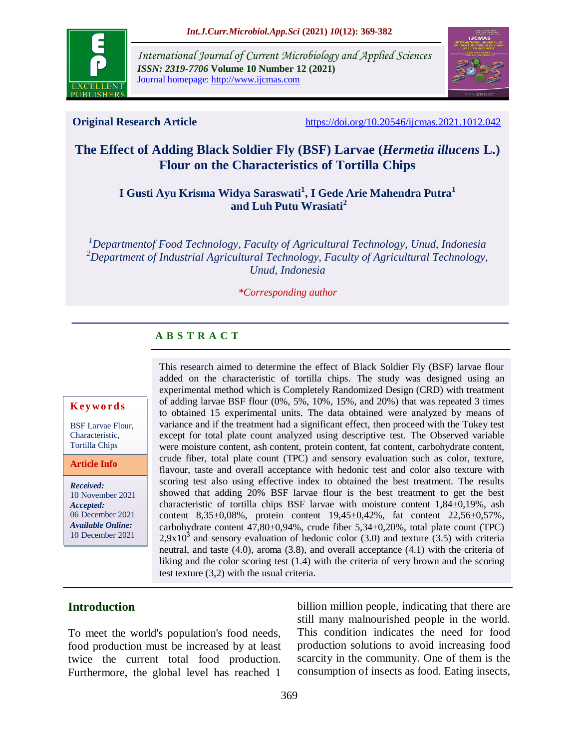**Original Research Article** https://doi.org/10.20546/ijcmas.2021.1012.042

# The Effect of Adding Black Soldier Fly (BSF) Larvae (*Hermetia illucens* L.) Flour on the Characteristics of Tortilla Chips

**I Gusti Ayu Krisma Widya Saraswati[1], I Gede Arie Mahendra Putra[1] and Luh Putu Wrasiati[2]**

*[1]Departmentof Food Technology, Faculty of Agricultural Technology, Unud, Indonesia*
*[2]Department of Industrial Agricultural Technology, Faculty of Agricultural Technology, Unud, Indonesia*

*\*Corresponding author*

## A B S T R A C T

**Keywords**

BSF Larvae Flour, Characteristic, Tortilla Chips

**Article Info**

***Received:*** 10 November 2021
***Accepted:*** 06 December 2021
***Available Online:*** 10 December 2021

This research aimed to determine the effect of Black Soldier Fly (BSF) larvae flour added on the characteristic of tortilla chips. The study was designed using an experimental method which is Completely Randomized Design (CRD) with treatment of adding larvae BSF flour (0%, 5%, 10%, 15%, and 20%) that was repeated 3 times to obtained 15 experimental units. The data obtained were analyzed by means of variance and if the treatment had a significant effect, then proceed with the Tukey test except for total plate count analyzed using descriptive test. The Observed variable were moisture content, ash content, protein content, fat content, carbohydrate content, crude fiber, total plate count (TPC) and sensory evaluation such as color, texture, flavour, taste and overall acceptance with hedonic test and color also texture with scoring test also using effective index to obtained the best treatment. The results showed that adding 20% BSF larvae flour is the best treatment to get the best characteristic of tortilla chips BSF larvae with moisture content 1,84±0,19%, ash content 8,35±0,08%, protein content 19,45±0,42%, fat content 22,56±0,57%, carbohydrate content 47,80±0,94%, crude fiber 5,34±0,20%, total plate count (TPC) $2{,}9\text{x}10^3$ and sensory evaluation of hedonic color (3.0) and texture (3.5) with criteria neutral, and taste (4.0), aroma (3.8), and overall acceptance (4.1) with the criteria of liking and the color scoring test (1.4) with the criteria of very brown and the scoring test texture (3,2) with the usual criteria.

## Introduction

To meet the world's population's food needs, food production must be increased by at least twice the current total food production. Furthermore, the global level has reached 1 billion million people, indicating that there are still many malnourished people in the world. This condition indicates the need for food production solutions to avoid increasing food scarcity in the community. One of them is the consumption of insects as food. Eating insects,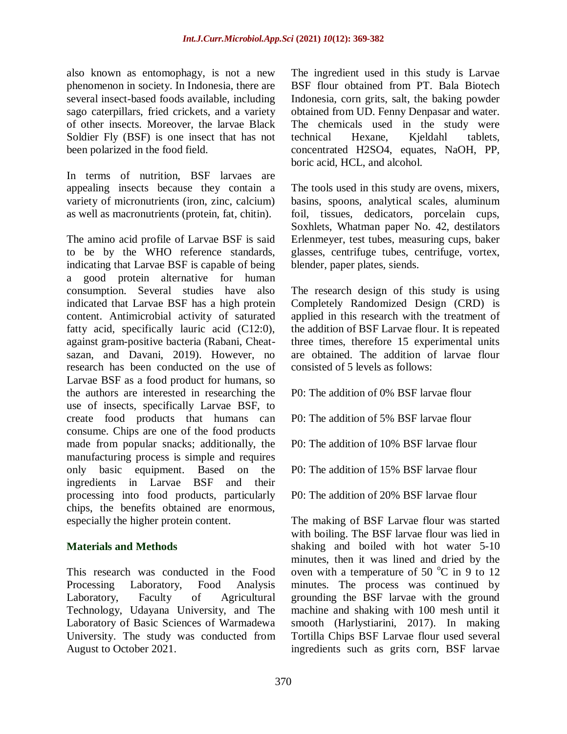also known as entomophagy, is not a new phenomenon in society. In Indonesia, there are several insect-based foods available, including sago caterpillars, fried crickets, and a variety of other insects. Moreover, the larvae Black Soldier Fly (BSF) is one insect that has not been polarized in the food field.

In terms of nutrition, BSF larvaes are appealing insects because they contain a variety of micronutrients (iron, zinc, calcium) as well as macronutrients (protein, fat, chitin).

The amino acid profile of Larvae BSF is said to be by the WHO reference standards, indicating that Larvae BSF is capable of being a good protein alternative for human consumption. Several studies have also indicated that Larvae BSF has a high protein content. Antimicrobial activity of saturated fatty acid, specifically lauric acid (C12:0), against gram-positive bacteria (Rabani, Cheat-sazan, and Davani, 2019). However, no research has been conducted on the use of Larvae BSF as a food product for humans, so the authors are interested in researching the use of insects, specifically Larvae BSF, to create food products that humans can consume. Chips are one of the food products made from popular snacks; additionally, the manufacturing process is simple and requires only basic equipment. Based on the ingredients in Larvae BSF and their processing into food products, particularly chips, the benefits obtained are enormous, especially the higher protein content.

## Materials and Methods

This research was conducted in the Food Processing Laboratory, Food Analysis Laboratory, Faculty of Agricultural Technology, Udayana University, and The Laboratory of Basic Sciences of Warmadewa University. The study was conducted from August to October 2021.

The ingredient used in this study is Larvae BSF flour obtained from PT. Bala Biotech Indonesia, corn grits, salt, the baking powder obtained from UD. Fenny Denpasar and water. The chemicals used in the study were technical Hexane, Kjeldahl tablets, concentrated $H_2SO_4$, equates, NaOH, PP, boric acid, HCL, and alcohol.

The tools used in this study are ovens, mixers, basins, spoons, analytical scales, aluminum foil, tissues, dedicators, porcelain cups, Soxhlets, Whatman paper No. 42, destilators Erlenmeyer, test tubes, measuring cups, baker glasses, centrifuge tubes, centrifuge, vortex, blender, paper plates, siends.

The research design of this study is using Completely Randomized Design (CRD) is applied in this research with the treatment of the addition of BSF Larvae flour. It is repeated three times, therefore 15 experimental units are obtained. The addition of larvae flour consisted of 5 levels as follows:

P0: The addition of 0% BSF larvae flour

P0: The addition of 5% BSF larvae flour

P0: The addition of 10% BSF larvae flour

P0: The addition of 15% BSF larvae flour

P0: The addition of 20% BSF larvae flour

The making of BSF Larvae flour was started with boiling. The BSF larvae flour was lied in shaking and boiled with hot water 5-10 minutes, then it was lined and dried by the oven with a temperature of 50 $^{o}$C in 9 to 12 minutes. The process was continued by grounding the BSF larvae with the ground machine and shaking with 100 mesh until it smooth (Harlystiarini, 2017). In making Tortilla Chips BSF Larvae flour used several ingredients such as grits corn, BSF larvae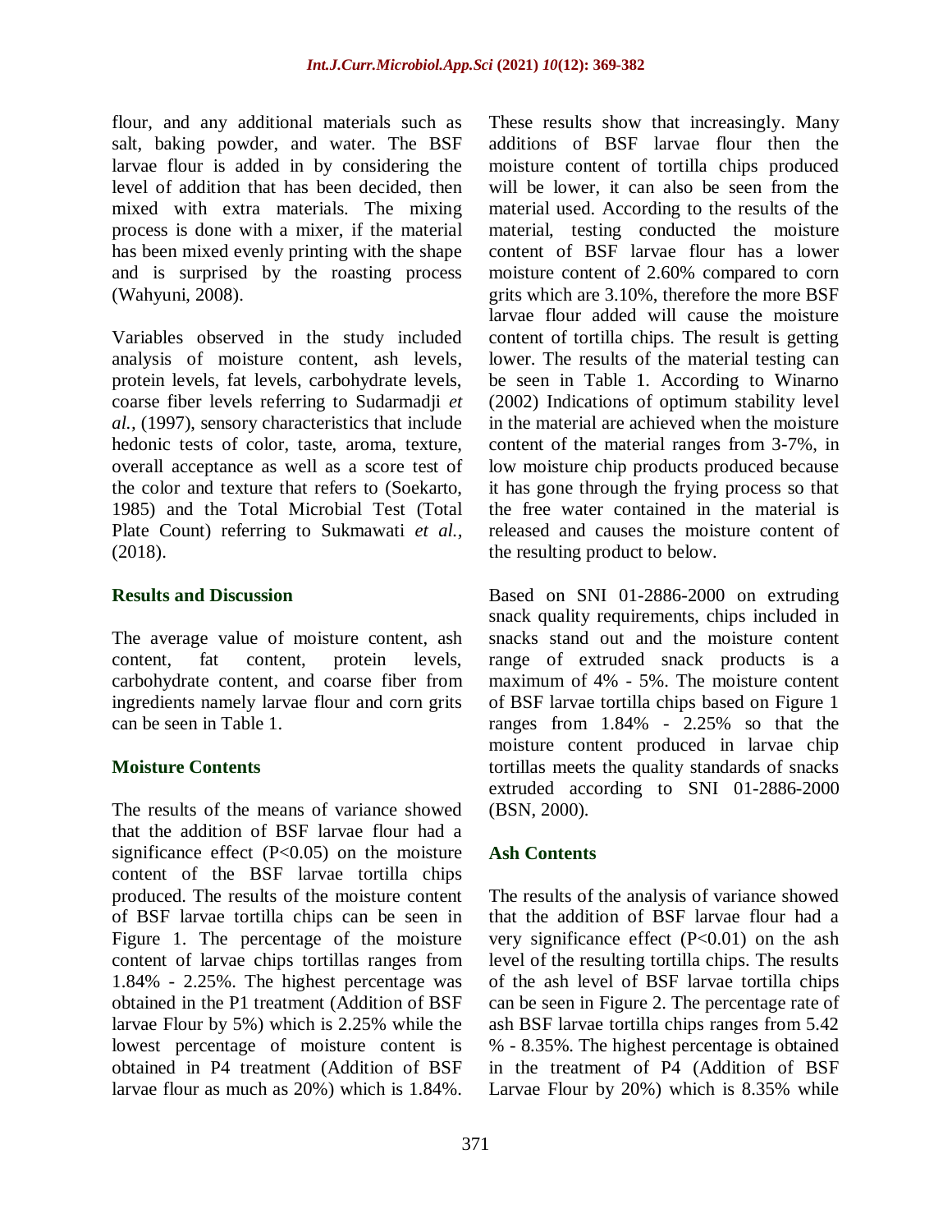flour, and any additional materials such as salt, baking powder, and water. The BSF larvae flour is added in by considering the level of addition that has been decided, then mixed with extra materials. The mixing process is done with a mixer, if the material has been mixed evenly printing with the shape and is surprised by the roasting process (Wahyuni, 2008).

Variables observed in the study included analysis of moisture content, ash levels, protein levels, fat levels, carbohydrate levels, coarse fiber levels referring to Sudarmadji *et al.,* (1997), sensory characteristics that include hedonic tests of color, taste, aroma, texture, overall acceptance as well as a score test of the color and texture that refers to (Soekarto, 1985) and the Total Microbial Test (Total Plate Count) referring to Sukmawati *et al.,* (2018).

## Results and Discussion

The average value of moisture content, ash content, fat content, protein levels, carbohydrate content, and coarse fiber from ingredients namely larvae flour and corn grits can be seen in Table 1.

### Moisture Contents

The results of the means of variance showed that the addition of BSF larvae flour had a significance effect ($P<0.05$) on the moisture content of the BSF larvae tortilla chips produced. The results of the moisture content of BSF larvae tortilla chips can be seen in Figure 1. The percentage of the moisture content of larvae chips tortillas ranges from 1.84% - 2.25%. The highest percentage was obtained in the P1 treatment (Addition of BSF larvae Flour by 5%) which is 2.25% while the lowest percentage of moisture content is obtained in P4 treatment (Addition of BSF larvae flour as much as 20%) which is 1.84%. These results show that increasingly. Many additions of BSF larvae flour then the moisture content of tortilla chips produced will be lower, it can also be seen from the material used. According to the results of the material, testing conducted the moisture content of BSF larvae flour has a lower moisture content of 2.60% compared to corn grits which are 3.10%, therefore the more BSF larvae flour added will cause the moisture content of tortilla chips. The result is getting lower. The results of the material testing can be seen in Table 1. According to Winarno (2002) Indications of optimum stability level in the material are achieved when the moisture content of the material ranges from 3-7%, in low moisture chip products produced because it has gone through the frying process so that the free water contained in the material is released and causes the moisture content of the resulting product to below.

Based on SNI 01-2886-2000 on extruding snack quality requirements, chips included in snacks stand out and the moisture content range of extruded snack products is a maximum of 4% - 5%. The moisture content of BSF larvae tortilla chips based on Figure 1 ranges from 1.84% - 2.25% so that the moisture content produced in larvae chip tortillas meets the quality standards of snacks extruded according to SNI 01-2886-2000 (BSN, 2000).

### Ash Contents

The results of the analysis of variance showed that the addition of BSF larvae flour had a very significance effect ($P<0.01$) on the ash level of the resulting tortilla chips. The results of the ash level of BSF larvae tortilla chips can be seen in Figure 2. The percentage rate of ash BSF larvae tortilla chips ranges from 5.42 % - 8.35%. The highest percentage is obtained in the treatment of P4 (Addition of BSF Larvae Flour by 20%) which is 8.35% while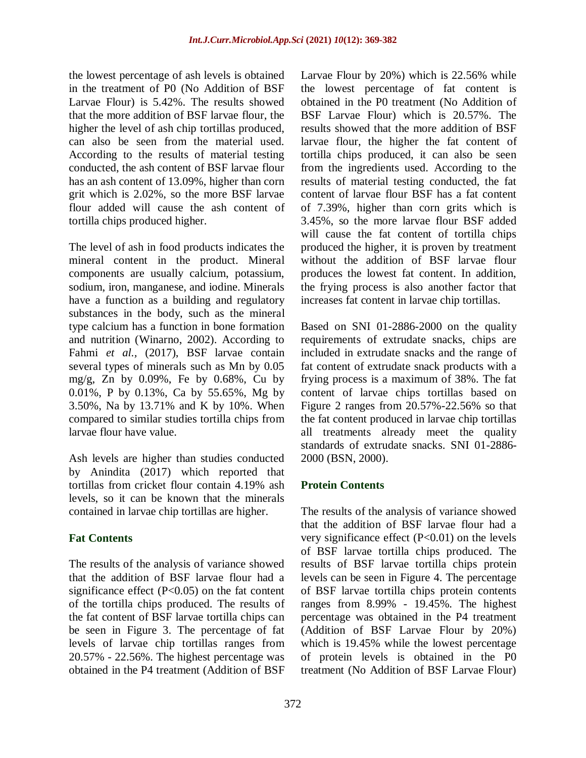the lowest percentage of ash levels is obtained in the treatment of P0 (No Addition of BSF Larvae Flour) is 5.42%. The results showed that the more addition of BSF larvae flour, the higher the level of ash chip tortillas produced, can also be seen from the material used. According to the results of material testing conducted, the ash content of BSF larvae flour has an ash content of 13.09%, higher than corn grit which is 2.02%, so the more BSF larvae flour added will cause the ash content of tortilla chips produced higher.

The level of ash in food products indicates the mineral content in the product. Mineral components are usually calcium, potassium, sodium, iron, manganese, and iodine. Minerals have a function as a building and regulatory substances in the body, such as the mineral type calcium has a function in bone formation and nutrition (Winarno, 2002). According to Fahmi *et al.,* (2017), BSF larvae contain several types of minerals such as Mn by 0.05 mg/g, Zn by 0.09%, Fe by 0.68%, Cu by 0.01%, P by 0.13%, Ca by 55.65%, Mg by 3.50%, Na by 13.71% and K by 10%. When compared to similar studies tortilla chips from larvae flour have value.

Ash levels are higher than studies conducted by Anindita (2017) which reported that tortillas from cricket flour contain 4.19% ash levels, so it can be known that the minerals contained in larvae chip tortillas are higher.

## Fat Contents

The results of the analysis of variance showed that the addition of BSF larvae flour had a significance effect ($P<0.05$) on the fat content of the tortilla chips produced. The results of the fat content of BSF larvae tortilla chips can be seen in Figure 3. The percentage of fat levels of larvae chip tortillas ranges from 20.57% - 22.56%. The highest percentage was obtained in the P4 treatment (Addition of BSF Larvae Flour by 20%) which is 22.56% while the lowest percentage of fat content is obtained in the P0 treatment (No Addition of BSF Larvae Flour) which is 20.57%. The results showed that the more addition of BSF larvae flour, the higher the fat content of tortilla chips produced, it can also be seen from the ingredients used. According to the results of material testing conducted, the fat content of larvae flour BSF has a fat content of 7.39%, higher than corn grits which is 3.45%, so the more larvae flour BSF added will cause the fat content of tortilla chips produced the higher, it is proven by treatment without the addition of BSF larvae flour produces the lowest fat content. In addition, the frying process is also another factor that increases fat content in larvae chip tortillas.

Based on SNI 01-2886-2000 on the quality requirements of extrudate snacks, chips are included in extrudate snacks and the range of fat content of extrudate snack products with a frying process is a maximum of 38%. The fat content of larvae chips tortillas based on Figure 2 ranges from 20.57%-22.56% so that the fat content produced in larvae chip tortillas all treatments already meet the quality standards of extrudate snacks. SNI 01-2886-2000 (BSN, 2000).

## Protein Contents

The results of the analysis of variance showed that the addition of BSF larvae flour had a very significance effect ($P<0.01$) on the levels of BSF larvae tortilla chips produced. The results of BSF larvae tortilla chips protein levels can be seen in Figure 4. The percentage of BSF larvae tortilla chips protein contents ranges from 8.99% - 19.45%. The highest percentage was obtained in the P4 treatment (Addition of BSF Larvae Flour by 20%) which is 19.45% while the lowest percentage of protein levels is obtained in the P0 treatment (No Addition of BSF Larvae Flour)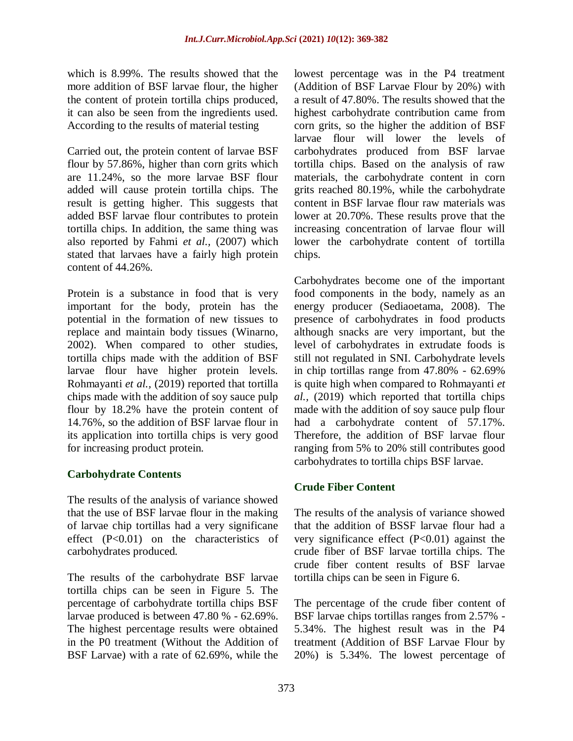which is 8.99%. The results showed that the more addition of BSF larvae flour, the higher the content of protein tortilla chips produced, it can also be seen from the ingredients used. According to the results of material testing

Carried out, the protein content of larvae BSF flour by 57.86%, higher than corn grits which are 11.24%, so the more larvae BSF flour added will cause protein tortilla chips. The result is getting higher. This suggests that added BSF larvae flour contributes to protein tortilla chips. In addition, the same thing was also reported by Fahmi *et al.,* (2007) which stated that larvaes have a fairly high protein content of 44.26%.

Protein is a substance in food that is very important for the body, protein has the potential in the formation of new tissues to replace and maintain body tissues (Winarno, 2002). When compared to other studies, tortilla chips made with the addition of BSF larvae flour have higher protein levels. Rohmayanti *et al.,* (2019) reported that tortilla chips made with the addition of soy sauce pulp flour by 18.2% have the protein content of 14.76%, so the addition of BSF larvae flour in its application into tortilla chips is very good for increasing product protein.

## Carbohydrate Contents

The results of the analysis of variance showed that the use of BSF larvae flour in the making of larvae chip tortillas had a very significane effect ($P<0.01$) on the characteristics of carbohydrates produced.

The results of the carbohydrate BSF larvae tortilla chips can be seen in Figure 5. The percentage of carbohydrate tortilla chips BSF larvae produced is between 47.80 % - 62.69%. The highest percentage results were obtained in the P0 treatment (Without the Addition of BSF Larvae) with a rate of 62.69%, while the lowest percentage was in the P4 treatment (Addition of BSF Larvae Flour by 20%) with a result of 47.80%. The results showed that the highest carbohydrate contribution came from corn grits, so the higher the addition of BSF larvae flour will lower the levels of carbohydrates produced from BSF larvae tortilla chips. Based on the analysis of raw materials, the carbohydrate content in corn grits reached 80.19%, while the carbohydrate content in BSF larvae flour raw materials was lower at 20.70%. These results prove that the increasing concentration of larvae flour will lower the carbohydrate content of tortilla chips.

Carbohydrates become one of the important food components in the body, namely as an energy producer (Sediaoetama, 2008). The presence of carbohydrates in food products although snacks are very important, but the level of carbohydrates in extrudate foods is still not regulated in SNI. Carbohydrate levels in chip tortillas range from 47.80% - 62.69% is quite high when compared to Rohmayanti *et al.,* (2019) which reported that tortilla chips made with the addition of soy sauce pulp flour had a carbohydrate content of 57.17%. Therefore, the addition of BSF larvae flour ranging from 5% to 20% still contributes good carbohydrates to tortilla chips BSF larvae.

## Crude Fiber Content

The results of the analysis of variance showed that the addition of BSSF larvae flour had a very significance effect ($P<0.01$) against the crude fiber of BSF larvae tortilla chips. The crude fiber content results of BSF larvae tortilla chips can be seen in Figure 6.

The percentage of the crude fiber content of BSF larvae chips tortillas ranges from 2.57% - 5.34%. The highest result was in the P4 treatment (Addition of BSF Larvae Flour by 20%) is 5.34%. The lowest percentage of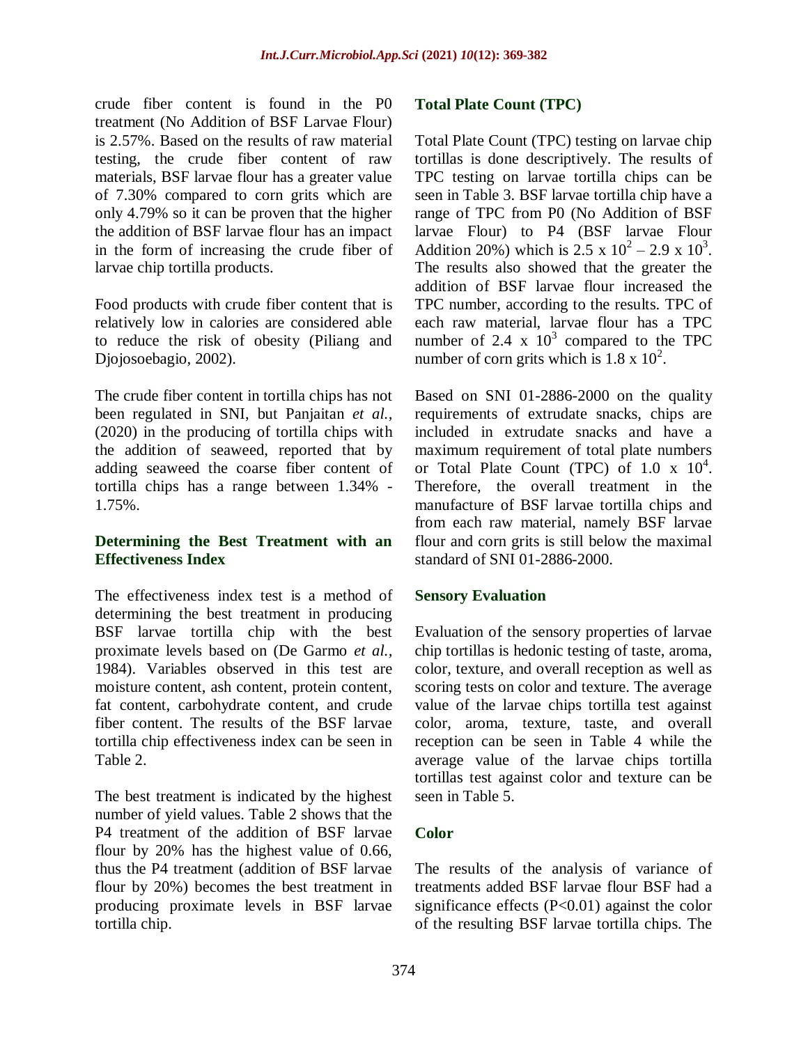crude fiber content is found in the P0 treatment (No Addition of BSF Larvae Flour) is 2.57%. Based on the results of raw material testing, the crude fiber content of raw materials, BSF larvae flour has a greater value of 7.30% compared to corn grits which are only 4.79% so it can be proven that the higher the addition of BSF larvae flour has an impact in the form of increasing the crude fiber of larvae chip tortilla products.

Food products with crude fiber content that is relatively low in calories are considered able to reduce the risk of obesity (Piliang and Djojosoebagio, 2002).

The crude fiber content in tortilla chips has not been regulated in SNI, but Panjaitan *et al.,* (2020) in the producing of tortilla chips with the addition of seaweed, reported that by adding seaweed the coarse fiber content of tortilla chips has a range between 1.34% - 1.75%.

### Determining the Best Treatment with an Effectiveness Index

The effectiveness index test is a method of determining the best treatment in producing BSF larvae tortilla chip with the best proximate levels based on (De Garmo *et al.,* 1984). Variables observed in this test are moisture content, ash content, protein content, fat content, carbohydrate content, and crude fiber content. The results of the BSF larvae tortilla chip effectiveness index can be seen in Table 2.

The best treatment is indicated by the highest number of yield values. Table 2 shows that the P4 treatment of the addition of BSF larvae flour by 20% has the highest value of 0.66, thus the P4 treatment (addition of BSF larvae flour by 20%) becomes the best treatment in producing proximate levels in BSF larvae tortilla chip.

### Total Plate Count (TPC)

Total Plate Count (TPC) testing on larvae chip tortillas is done descriptively. The results of TPC testing on larvae tortilla chips can be seen in Table 3. BSF larvae tortilla chip have a range of TPC from P0 (No Addition of BSF larvae Flour) to P4 (BSF larvae Flour Addition 20%) which is $2.5 \times 10^2 - 2.9 \times 10^3$. The results also showed that the greater the addition of BSF larvae flour increased the TPC number, according to the results. TPC of each raw material, larvae flour has a TPC number of $2.4 \times 10^3$ compared to the TPC number of corn grits which is $1.8 \times 10^2$.

Based on SNI 01-2886-2000 on the quality requirements of extrudate snacks, chips are included in extrudate snacks and have a maximum requirement of total plate numbers or Total Plate Count (TPC) of $1.0 \times 10^4$. Therefore, the overall treatment in the manufacture of BSF larvae tortilla chips and from each raw material, namely BSF larvae flour and corn grits is still below the maximal standard of SNI 01-2886-2000.

### Sensory Evaluation

Evaluation of the sensory properties of larvae chip tortillas is hedonic testing of taste, aroma, color, texture, and overall reception as well as scoring tests on color and texture. The average value of the larvae chips tortilla test against color, aroma, texture, taste, and overall reception can be seen in Table 4 while the average value of the larvae chips tortilla tortillas test against color and texture can be seen in Table 5.

### Color

The results of the analysis of variance of treatments added BSF larvae flour BSF had a significance effects ($P<0.01$) against the color of the resulting BSF larvae tortilla chips. The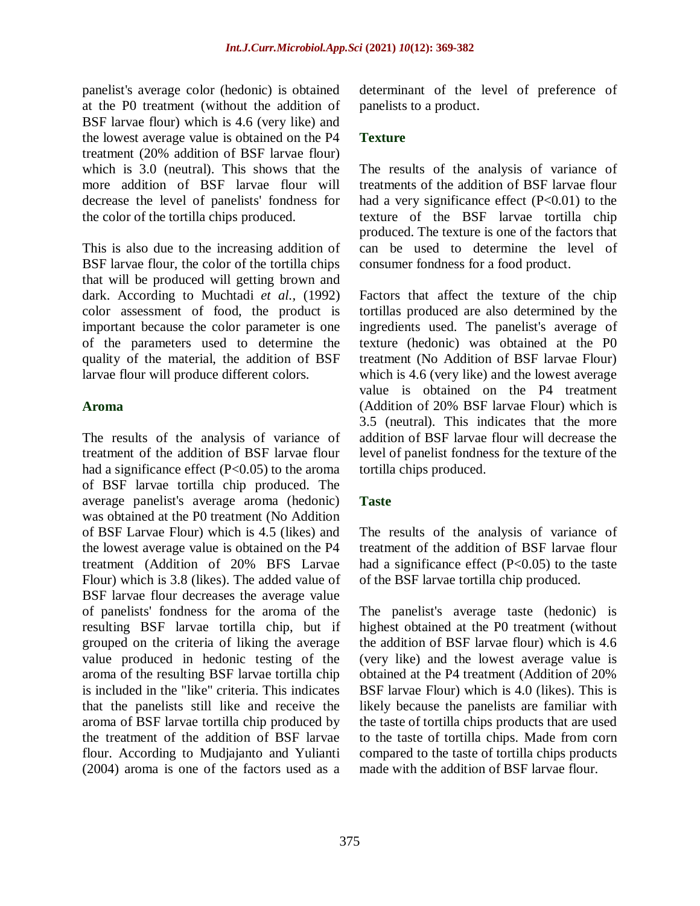panelist's average color (hedonic) is obtained at the P0 treatment (without the addition of BSF larvae flour) which is 4.6 (very like) and the lowest average value is obtained on the P4 treatment (20% addition of BSF larvae flour) which is 3.0 (neutral). This shows that the more addition of BSF larvae flour will decrease the level of panelists' fondness for the color of the tortilla chips produced.

This is also due to the increasing addition of BSF larvae flour, the color of the tortilla chips that will be produced will getting brown and dark. According to Muchtadi *et al.,* (1992) color assessment of food, the product is important because the color parameter is one of the parameters used to determine the quality of the material, the addition of BSF larvae flour will produce different colors.

### Aroma

The results of the analysis of variance of treatment of the addition of BSF larvae flour had a significance effect ($P<0.05$) to the aroma of BSF larvae tortilla chip produced. The average panelist's average aroma (hedonic) was obtained at the P0 treatment (No Addition of BSF Larvae Flour) which is 4.5 (likes) and the lowest average value is obtained on the P4 treatment (Addition of 20% BFS Larvae Flour) which is 3.8 (likes). The added value of BSF larvae flour decreases the average value of panelists' fondness for the aroma of the resulting BSF larvae tortilla chip, but if grouped on the criteria of liking the average value produced in hedonic testing of the aroma of the resulting BSF larvae tortilla chip is included in the "like" criteria. This indicates that the panelists still like and receive the aroma of BSF larvae tortilla chip produced by the treatment of the addition of BSF larvae flour. According to Mudjajanto and Yulianti (2004) aroma is one of the factors used as a determinant of the level of preference of panelists to a product.

### Texture

The results of the analysis of variance of treatments of the addition of BSF larvae flour had a very significance effect ($P<0.01$) to the texture of the BSF larvae tortilla chip produced. The texture is one of the factors that can be used to determine the level of consumer fondness for a food product.

Factors that affect the texture of the chip tortillas produced are also determined by the ingredients used. The panelist's average of texture (hedonic) was obtained at the P0 treatment (No Addition of BSF larvae Flour) which is 4.6 (very like) and the lowest average value is obtained on the P4 treatment (Addition of 20% BSF larvae Flour) which is 3.5 (neutral). This indicates that the more addition of BSF larvae flour will decrease the level of panelist fondness for the texture of the tortilla chips produced.

### Taste

The results of the analysis of variance of treatment of the addition of BSF larvae flour had a significance effect ($P<0.05$) to the taste of the BSF larvae tortilla chip produced.

The panelist's average taste (hedonic) is highest obtained at the P0 treatment (without the addition of BSF larvae flour) which is 4.6 (very like) and the lowest average value is obtained at the P4 treatment (Addition of 20% BSF larvae Flour) which is 4.0 (likes). This is likely because the panelists are familiar with the taste of tortilla chips products that are used to the taste of tortilla chips. Made from corn compared to the taste of tortilla chips products made with the addition of BSF larvae flour.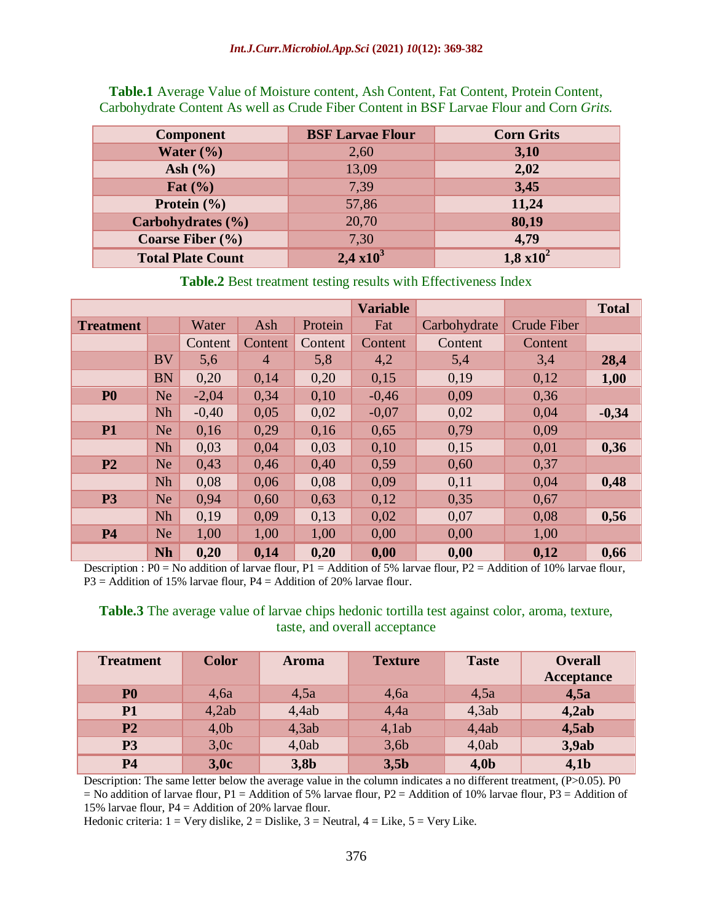**Table.1** Average Value of Moisture content, Ash Content, Fat Content, Protein Content, Carbohydrate Content As well as Crude Fiber Content in BSF Larvae Flour and Corn *Grits.*

| Component | BSF Larvae Flour | Corn Grits |
|---|---|---|
| **Water (%)** | 2,60 | **3,10** |
| **Ash (%)** | 13,09 | **2,02** |
| **Fat (%)** | 7,39 | **3,45** |
| **Protein (%)** | 57,86 | **11,24** |
| **Carbohydrates (%)** | 20,70 | **80,19** |
| **Coarse Fiber (%)** | 7,30 | **4,79** |
| **Total Plate Count** | **$2,4 \times 10^3$** | **$1,8 \times 10^2$** |

**Table.2** Best treatment testing results with Effectiveness Index

| | | | | | **Variable** | | | **Total** |
|---|---|---|---|---|---|---|---|---|
| **Treatment** | | Water | Ash | Protein | Fat | Carbohydrate | Crude Fiber | |
| | | Content | Content | Content | Content | Content | Content | |
| | BV | 5,6 | 4 | 5,8 | 4,2 | 5,4 | 3,4 | **28,4** |
| | BN | 0,20 | 0,14 | 0,20 | 0,15 | 0,19 | 0,12 | **1,00** |
| **P0** | Ne | -2,04 | 0,34 | 0,10 | -0,46 | 0,09 | 0,36 | |
| | Nh | -0,40 | 0,05 | 0,02 | -0,07 | 0,02 | 0,04 | **-0,34** |
| **P1** | Ne | 0,16 | 0,29 | 0,16 | 0,65 | 0,79 | 0,09 | |
| | Nh | 0,03 | 0,04 | 0,03 | 0,10 | 0,15 | 0,01 | **0,36** |
| **P2** | Ne | 0,43 | 0,46 | 0,40 | 0,59 | 0,60 | 0,37 | |
| | Nh | 0,08 | 0,06 | 0,08 | 0,09 | 0,11 | 0,04 | **0,48** |
| **P3** | Ne | 0,94 | 0,60 | 0,63 | 0,12 | 0,35 | 0,67 | |
| | Nh | 0,19 | 0,09 | 0,13 | 0,02 | 0,07 | 0,08 | **0,56** |
| **P4** | Ne | 1,00 | 1,00 | 1,00 | 0,00 | 0,00 | 1,00 | |
| | **Nh** | **0,20** | **0,14** | **0,20** | **0,00** | **0,00** | **0,12** | **0,66** |

Description : P0 = No addition of larvae flour, P1 = Addition of 5% larvae flour, P2 = Addition of 10% larvae flour, P3 = Addition of 15% larvae flour, P4 = Addition of 20% larvae flour.

**Table.3** The average value of larvae chips hedonic tortilla test against color, aroma, texture, taste, and overall acceptance

| Treatment | Color | Aroma | Texture | Taste | Overall Acceptance |
|---|---|---|---|---|---|
| **P0** | 4,6a | 4,5a | 4,6a | 4,5a | **4,5a** |
| **P1** | 4,2ab | 4,4ab | 4,4a | 4,3ab | **4,2ab** |
| **P2** | 4,0b | 4,3ab | 4,1ab | 4,4ab | **4,5ab** |
| **P3** | 3,0c | 4,0ab | 3,6b | 4,0ab | **3,9ab** |
| **P4** | **3,0c** | **3,8b** | **3,5b** | **4,0b** | **4,1b** |

Description: The same letter below the average value in the column indicates a no different treatment, ($P>0.05$). P0 = No addition of larvae flour, P1 = Addition of 5% larvae flour, P2 = Addition of 10% larvae flour, P3 = Addition of 15% larvae flour, P4 = Addition of 20% larvae flour.
Hedonic criteria: 1 = Very dislike, 2 = Dislike, 3 = Neutral, 4 = Like, 5 = Very Like.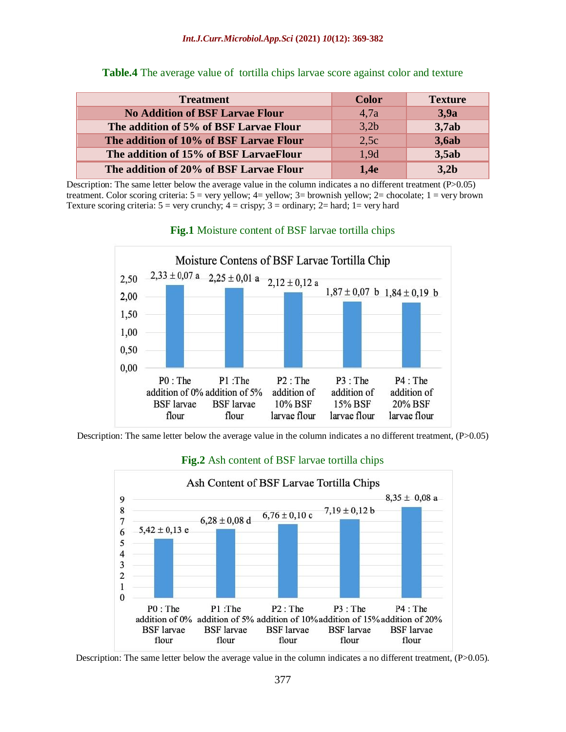**Table.4** The average value of tortilla chips larvae score against color and texture

| Treatment | Color | Texture |
|---|---|---|
| **No Addition of BSF Larvae Flour** | 4,7a | **3,9a** |
| **The addition of 5% of BSF Larvae Flour** | 3,2b | **3,7ab** |
| **The addition of 10% of BSF Larvae Flour** | 2,5c | **3,6ab** |
| **The addition of 15% of BSF LarvaeFlour** | 1,9d | **3,5ab** |
| **The addition of 20% of BSF Larvae Flour** | **1,4e** | **3,2b** |

Description: The same letter below the average value in the column indicates a no different treatment (P>0.05) treatment. Color scoring criteria: 5 = very yellow; 4= yellow; 3= brownish yellow; 2= chocolate; 1 = very brown Texture scoring criteria: 5 = very crunchy; 4 = crispy; 3 = ordinary; 2= hard; 1= very hard

**Fig.1** Moisture content of BSF larvae tortilla chips

Description: The same letter below the average value in the column indicates a no different treatment, (P>0.05)

**Fig.2** Ash content of BSF larvae tortilla chips

Description: The same letter below the average value in the column indicates a no different treatment, (P>0.05).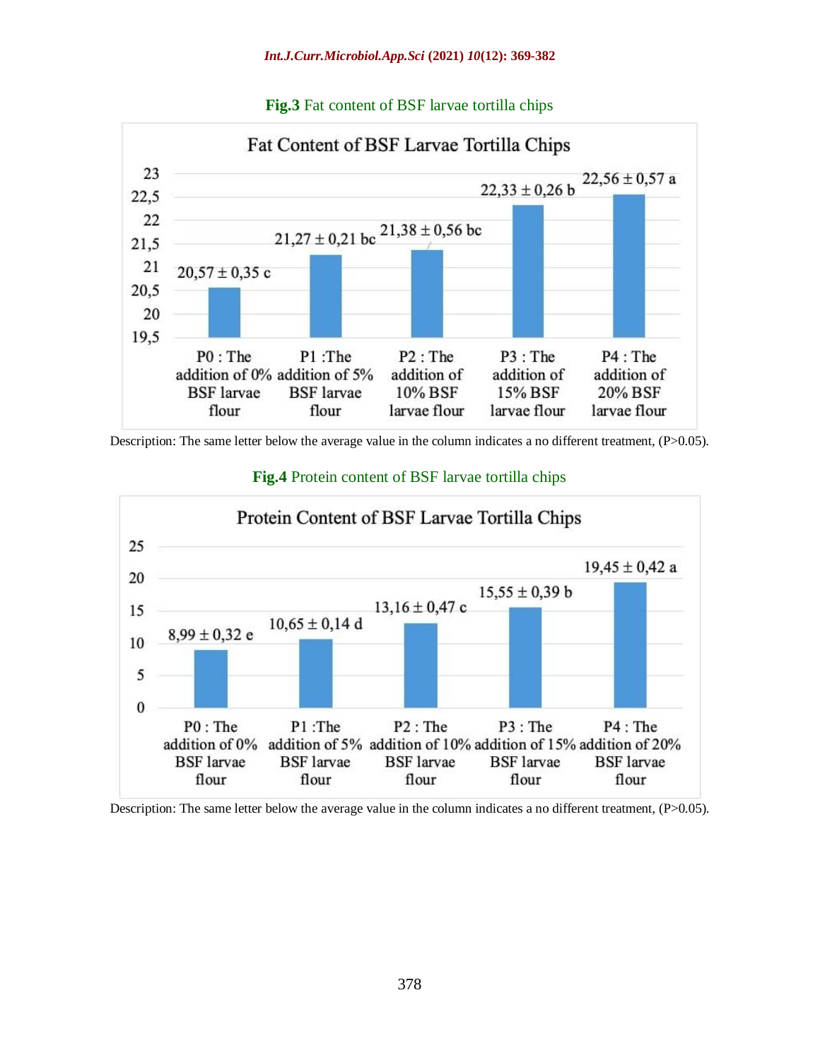**Fig.3** Fat content of BSF larvae tortilla chips

Fat Content of BSF Larvae Tortilla Chips

| Treatment | Fat content |
|---|---|
| P0 : The addition of 0% BSF larvae flour | 20,57 ± 0,35 c |
| P1 :The addition of 5% BSF larvae flour | 21,27 ± 0,21 bc |
| P2 : The addition of 10% BSF larvae flour | 21,38 ± 0,56 bc |
| P3 : The addition of 15% BSF larvae flour | 22,33 ± 0,26 b |
| P4 : The addition of 20% BSF larvae flour | 22,56 ± 0,57 a |

Description: The same letter below the average value in the column indicates a no different treatment, (P>0.05).

**Fig.4** Protein content of BSF larvae tortilla chips

Protein Content of BSF Larvae Tortilla Chips

| Treatment | Protein content |
|---|---|
| P0 : The addition of 0% BSF larvae flour | 8,99 ± 0,32 e |
| P1 :The addition of 5% BSF larvae flour | 10,65 ± 0,14 d |
| P2 : The addition of 10% BSF larvae flour | 13,16 ± 0,47 c |
| P3 : The addition of 15% BSF larvae flour | 15,55 ± 0,39 b |
| P4 : The addition of 20% BSF larvae flour | 19,45 ± 0,42 a |

Description: The same letter below the average value in the column indicates a no different treatment, (P>0.05).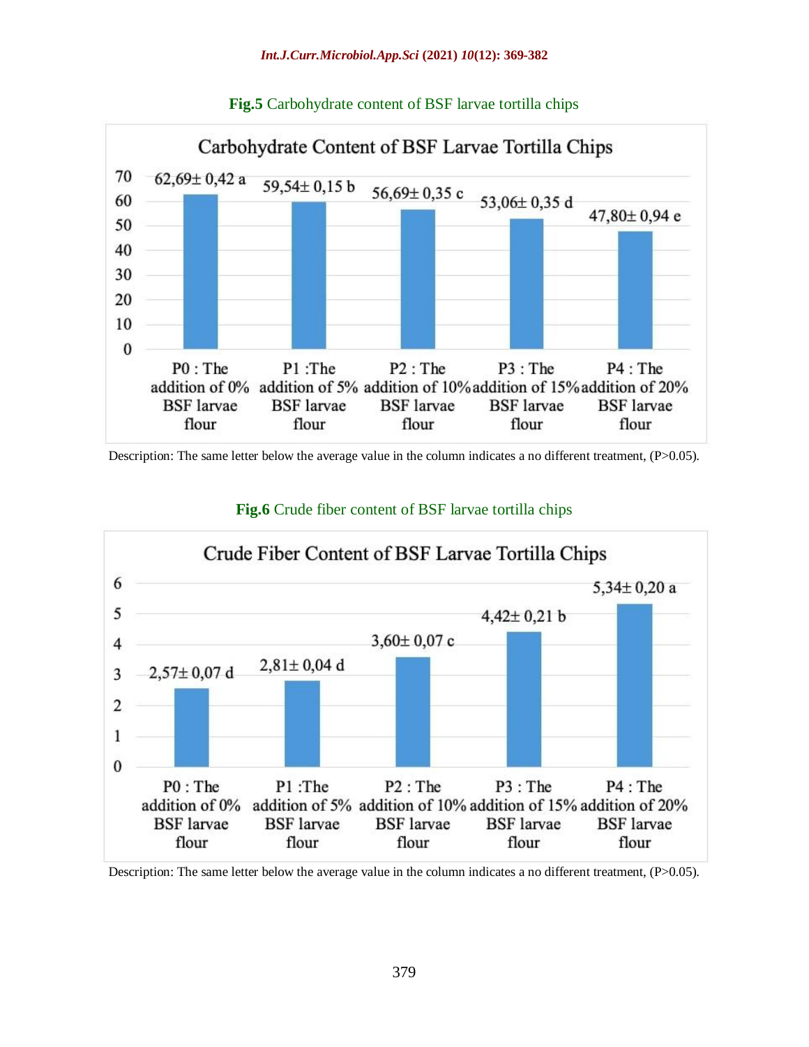**Fig.5** Carbohydrate content of BSF larvae tortilla chips

Carbohydrate Content of BSF Larvae Tortilla Chips

| Treatment | Carbohydrate content |
| --- | --- |
| P0 : The addition of 0% BSF larvae flour | 62,69± 0,42 a |
| P1 :The addition of 5% BSF larvae flour | 59,54± 0,15 b |
| P2 : The addition of 10% BSF larvae flour | 56,69± 0,35 c |
| P3 : The addition of 15% BSF larvae flour | 53,06± 0,35 d |
| P4 : The addition of 20% BSF larvae flour | 47,80± 0,94 e |

Description: The same letter below the average value in the column indicates a no different treatment, (P>0.05).

**Fig.6** Crude fiber content of BSF larvae tortilla chips

Crude Fiber Content of BSF Larvae Tortilla Chips

| Treatment | Crude fiber content |
| --- | --- |
| P0 : The addition of 0% BSF larvae flour | 2,57± 0,07 d |
| P1 :The addition of 5% BSF larvae flour | 2,81± 0,04 d |
| P2 : The addition of 10% BSF larvae flour | 3,60± 0,07 c |
| P3 : The addition of 15% BSF larvae flour | 4,42± 0,21 b |
| P4 : The addition of 20% BSF larvae flour | 5,34± 0,20 a |

Description: The same letter below the average value in the column indicates a no different treatment, (P>0.05).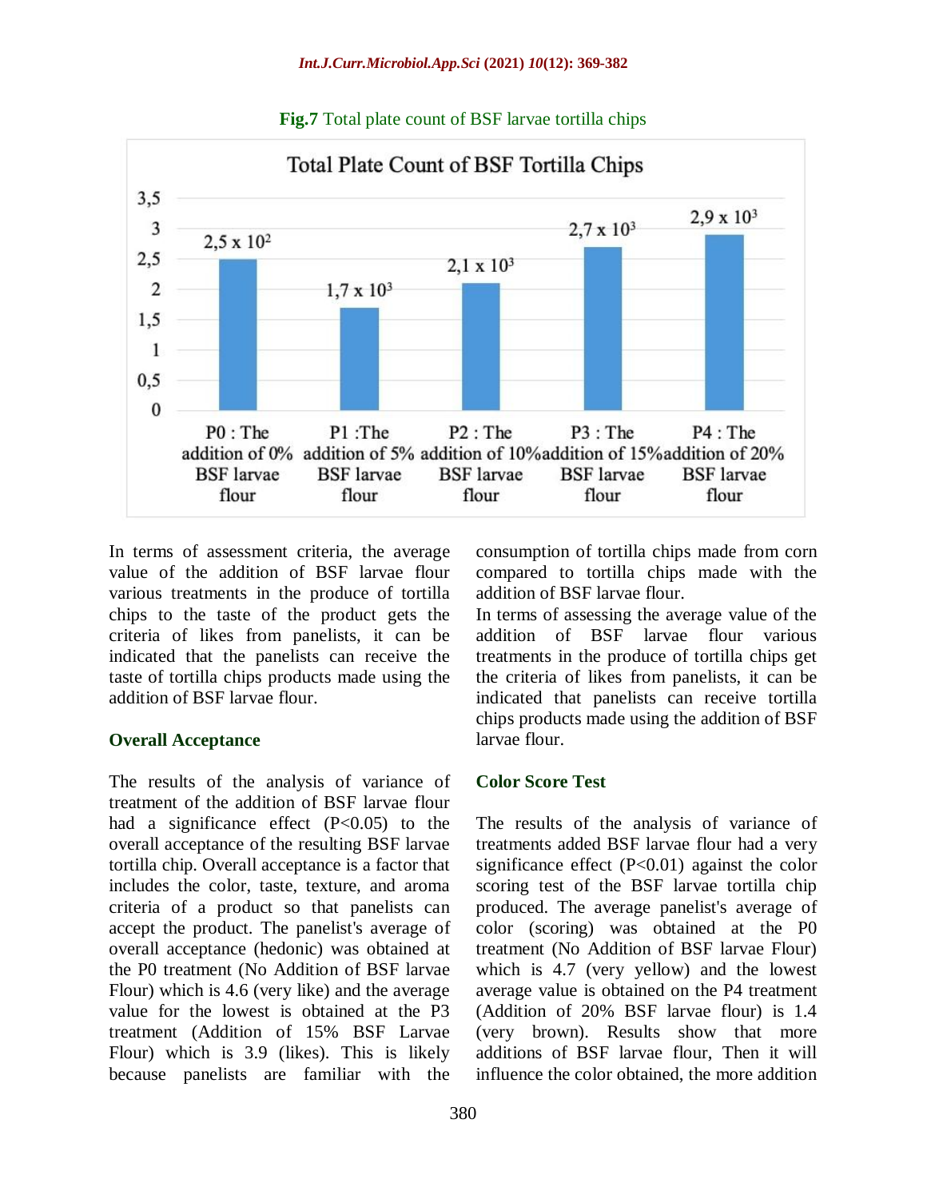**Fig.7** Total plate count of BSF larvae tortilla chips

| Treatment | Total Plate Count of BSF Tortilla Chips |
|---|---|
| P0 : The addition of 0% BSF larvae flour | $2,5 \times 10^2$ |
| P1 :The addition of 5% BSF larvae flour | $1,7 \times 10^3$ |
| P2 : The addition of 10% BSF larvae flour | $2,1 \times 10^3$ |
| P3 : The addition of 15% BSF larvae flour | $2,7 \times 10^3$ |
| P4 : The addition of 20% BSF larvae flour | $2,9 \times 10^3$ |

In terms of assessment criteria, the average value of the addition of BSF larvae flour various treatments in the produce of tortilla chips to the taste of the product gets the criteria of likes from panelists, it can be indicated that the panelists can receive the taste of tortilla chips products made using the addition of BSF larvae flour.

## Overall Acceptance

The results of the analysis of variance of treatment of the addition of BSF larvae flour had a significance effect ($P<0.05$) to the overall acceptance of the resulting BSF larvae tortilla chip. Overall acceptance is a factor that includes the color, taste, texture, and aroma criteria of a product so that panelists can accept the product. The panelist's average of overall acceptance (hedonic) was obtained at the P0 treatment (No Addition of BSF larvae Flour) which is 4.6 (very like) and the average value for the lowest is obtained at the P3 treatment (Addition of 15% BSF Larvae Flour) which is 3.9 (likes). This is likely because panelists are familiar with the consumption of tortilla chips made from corn compared to tortilla chips made with the addition of BSF larvae flour.

In terms of assessing the average value of the addition of BSF larvae flour various treatments in the produce of tortilla chips get the criteria of likes from panelists, it can be indicated that panelists can receive tortilla chips products made using the addition of BSF larvae flour.

## Color Score Test

The results of the analysis of variance of treatments added BSF larvae flour had a very significance effect ($P<0.01$) against the color scoring test of the BSF larvae tortilla chip produced. The average panelist's average of color (scoring) was obtained at the P0 treatment (No Addition of BSF larvae Flour) which is 4.7 (very yellow) and the lowest average value is obtained on the P4 treatment (Addition of 20% BSF larvae flour) is 1.4 (very brown). Results show that more additions of BSF larvae flour, Then it will influence the color obtained, the more addition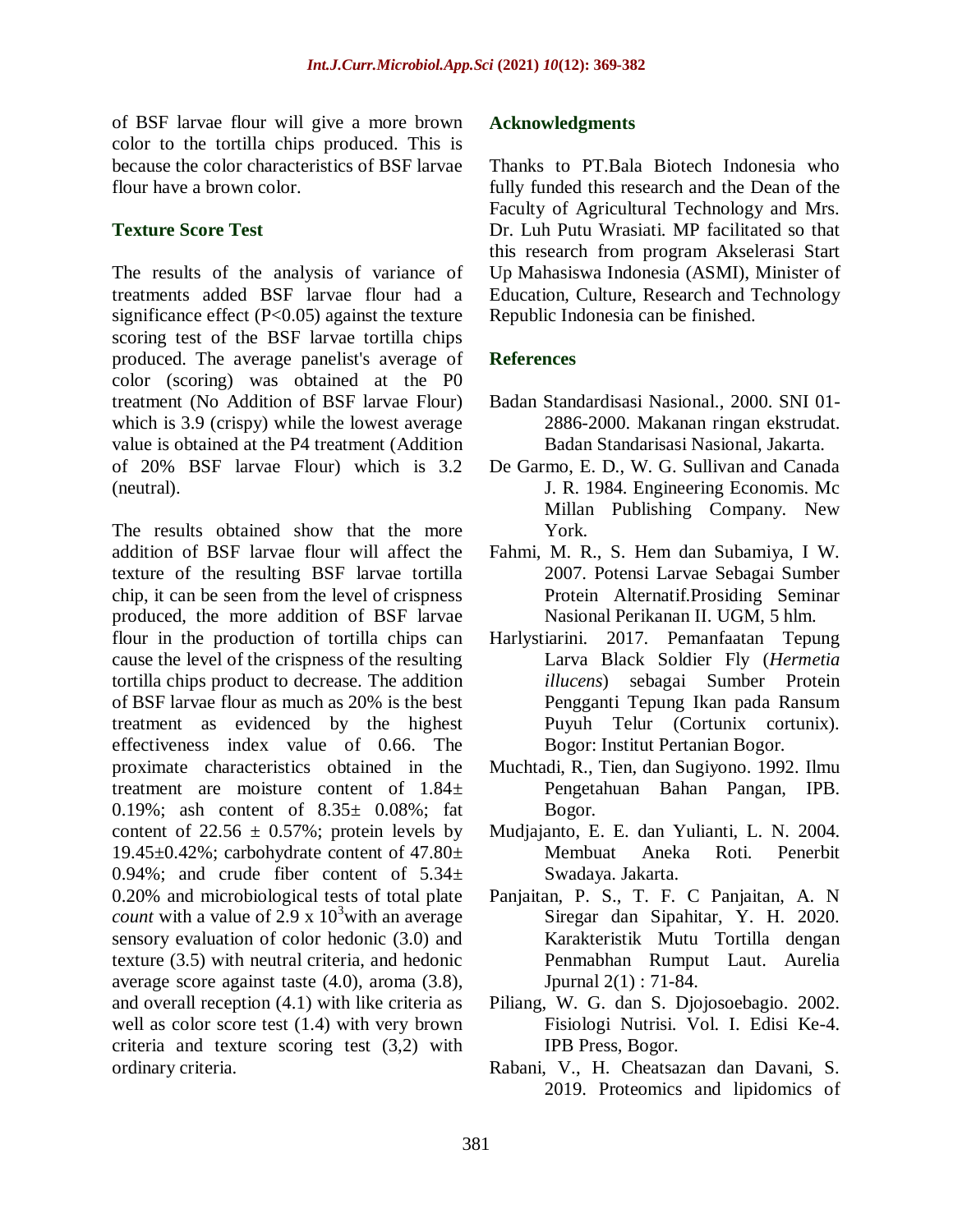of BSF larvae flour will give a more brown color to the tortilla chips produced. This is because the color characteristics of BSF larvae flour have a brown color.

### Texture Score Test

The results of the analysis of variance of treatments added BSF larvae flour had a significance effect ($P<0.05$) against the texture scoring test of the BSF larvae tortilla chips produced. The average panelist's average of color (scoring) was obtained at the P0 treatment (No Addition of BSF larvae Flour) which is 3.9 (crispy) while the lowest average value is obtained at the P4 treatment (Addition of 20% BSF larvae Flour) which is 3.2 (neutral).

The results obtained show that the more addition of BSF larvae flour will affect the texture of the resulting BSF larvae tortilla chip, it can be seen from the level of crispness produced, the more addition of BSF larvae flour in the production of tortilla chips can cause the level of the crispness of the resulting tortilla chips product to decrease. The addition of BSF larvae flour as much as 20% is the best treatment as evidenced by the highest effectiveness index value of 0.66. The proximate characteristics obtained in the treatment are moisture content of $1.84 \pm 0.19\%$; ash content of $8.35 \pm 0.08\%$; fat content of $22.56 \pm 0.57\%$; protein levels by $19.45 \pm 0.42\%$; carbohydrate content of $47.80 \pm 0.94\%$; and crude fiber content of $5.34 \pm 0.20\%$ and microbiological tests of total plate *count* with a value of $2.9 \times 10^3$with an average sensory evaluation of color hedonic (3.0) and texture (3.5) with neutral criteria, and hedonic average score against taste (4.0), aroma (3.8), and overall reception (4.1) with like criteria as well as color score test (1.4) with very brown criteria and texture scoring test (3,2) with ordinary criteria.

### Acknowledgments

Thanks to PT.Bala Biotech Indonesia who fully funded this research and the Dean of the Faculty of Agricultural Technology and Mrs. Dr. Luh Putu Wrasiati. MP facilitated so that this research from program Akselerasi Start Up Mahasiswa Indonesia (ASMI), Minister of Education, Culture, Research and Technology Republic Indonesia can be finished.

### References

Badan Standardisasi Nasional., 2000. SNI 01-2886-2000. Makanan ringan ekstrudat. Badan Standarisasi Nasional, Jakarta.

De Garmo, E. D., W. G. Sullivan and Canada J. R. 1984. Engineering Economis. Mc Millan Publishing Company. New York.

Fahmi, M. R., S. Hem dan Subamiya, I W. 2007. Potensi Larvae Sebagai Sumber Protein Alternatif.Prosiding Seminar Nasional Perikanan II. UGM, 5 hlm.

Harlystiarini. 2017. Pemanfaatan Tepung Larva Black Soldier Fly (*Hermetia illucens*) sebagai Sumber Protein Pengganti Tepung Ikan pada Ransum Puyuh Telur (Cortunix cortunix). Bogor: Institut Pertanian Bogor.

Muchtadi, R., Tien, dan Sugiyono. 1992. Ilmu Pengetahuan Bahan Pangan, IPB. Bogor.

Mudjajanto, E. E. dan Yulianti, L. N. 2004. Membuat Aneka Roti. Penerbit Swadaya. Jakarta.

Panjaitan, P. S., T. F. C Panjaitan, A. N Siregar dan Sipahitar, Y. H. 2020. Karakteristik Mutu Tortilla dengan Penmabhan Rumput Laut. Aurelia Jpurnal 2(1) : 71-84.

Piliang, W. G. dan S. Djojosoebagio. 2002. Fisiologi Nutrisi. Vol. I. Edisi Ke-4. IPB Press, Bogor.

Rabani, V., H. Cheatsazan dan Davani, S. 2019. Proteomics and lipidomics of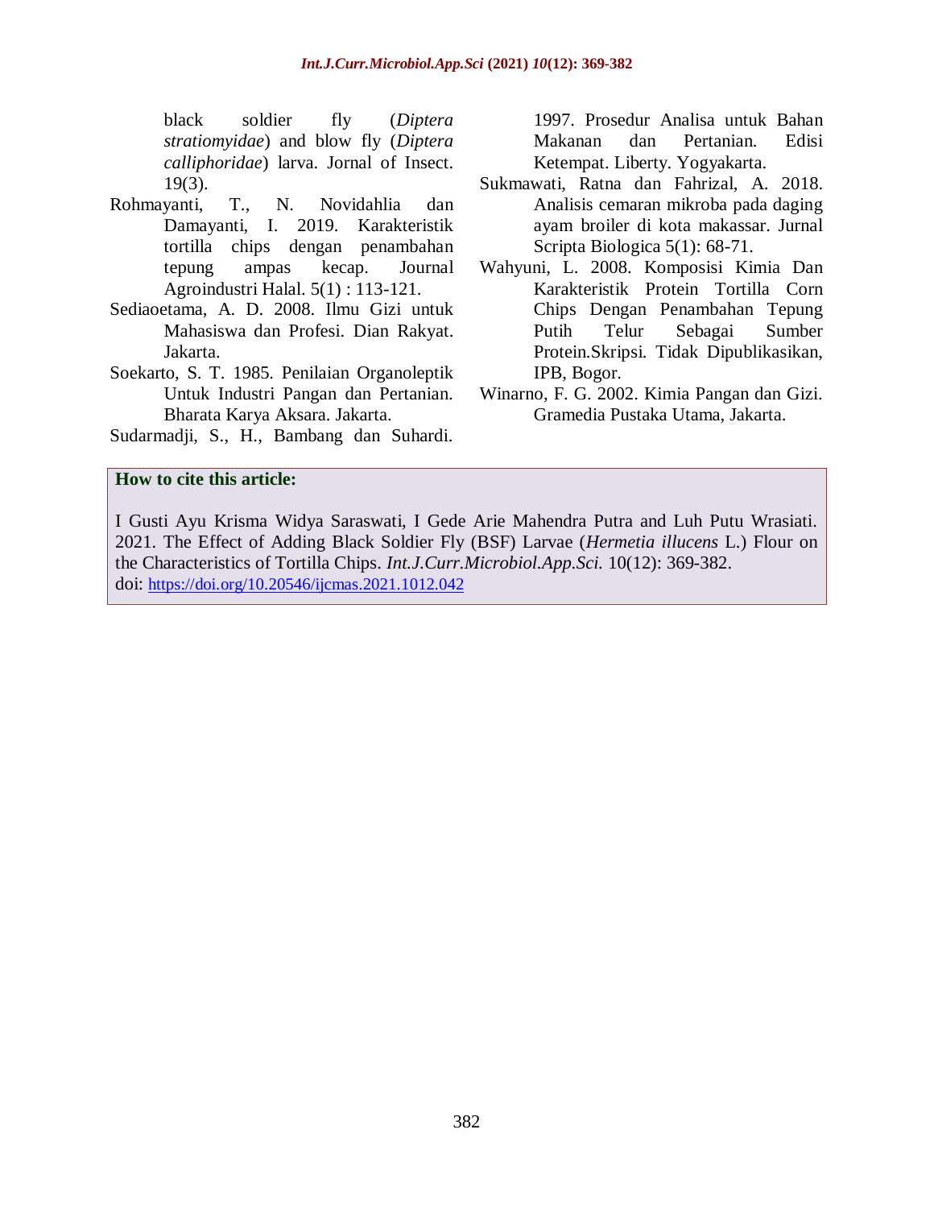black soldier fly (*Diptera stratiomyidae*) and blow fly (*Diptera calliphoridae*) larva. Jornal of Insect. 19(3).

Rohmayanti, T., N. Novidahlia dan Damayanti, I. 2019. Karakteristik tortilla chips dengan penambahan tepung ampas kecap. Journal Agroindustri Halal. 5(1) : 113-121.

Sediaoetama, A. D. 2008. Ilmu Gizi untuk Mahasiswa dan Profesi. Dian Rakyat. Jakarta.

Soekarto, S. T. 1985. Penilaian Organoleptik Untuk Industri Pangan dan Pertanian. Bharata Karya Aksara. Jakarta.

Sudarmadji, S., H., Bambang dan Suhardi. 1997. Prosedur Analisa untuk Bahan Makanan dan Pertanian. Edisi Ketempat. Liberty. Yogyakarta.

Sukmawati, Ratna dan Fahrizal, A. 2018. Analisis cemaran mikroba pada daging ayam broiler di kota makassar. Jurnal Scripta Biologica 5(1): 68-71.

Wahyuni, L. 2008. Komposisi Kimia Dan Karakteristik Protein Tortilla Corn Chips Dengan Penambahan Tepung Putih Telur Sebagai Sumber Protein.Skripsi. Tidak Dipublikasikan, IPB, Bogor.

Winarno, F. G. 2002. Kimia Pangan dan Gizi. Gramedia Pustaka Utama, Jakarta.

**How to cite this article:**

I Gusti Ayu Krisma Widya Saraswati, I Gede Arie Mahendra Putra and Luh Putu Wrasiati. 2021. The Effect of Adding Black Soldier Fly (BSF) Larvae (*Hermetia illucens* L.) Flour on the Characteristics of Tortilla Chips. *Int.J.Curr.Microbiol.App.Sci.* 10(12): 369-382.
doi: https://doi.org/10.20546/ijcmas.2021.1012.042